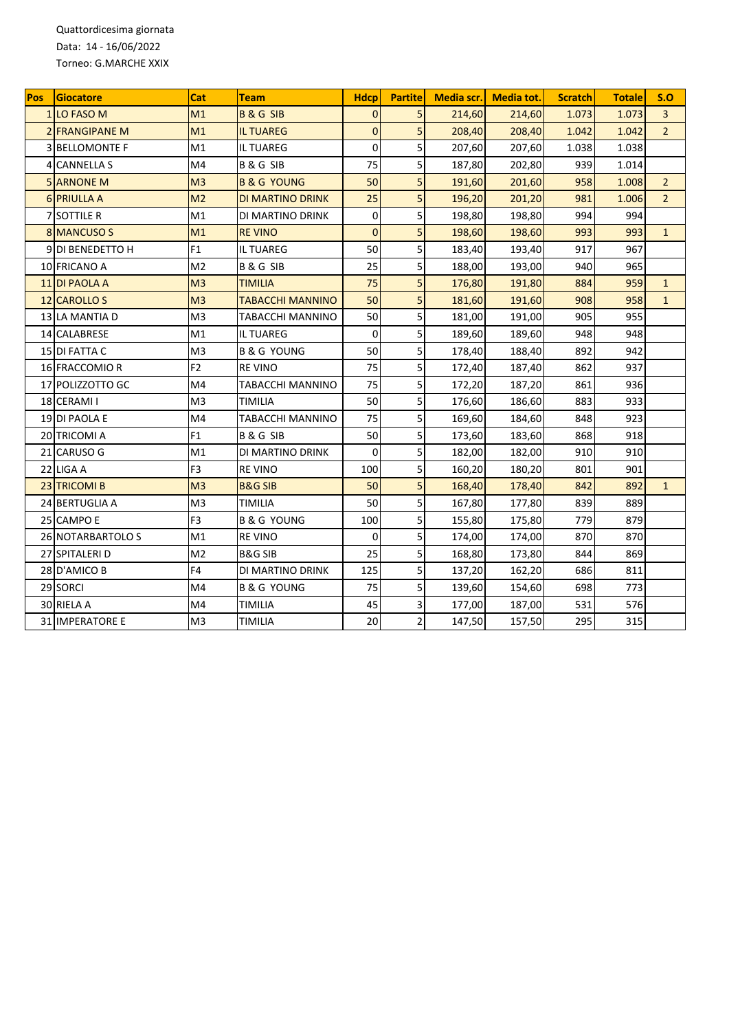Quattordicesima giornata
Data: 14 - 16/06/2022
Torneo: G.MARCHE XXIX

| Pos | Giocatore | Cat | Team | Hdcp | Partite | Media scr. | Media tot. | Scratch | Totale | S.O |
|---|---|---|---|---|---|---|---|---|---|---|
| 1 | LO FASO M | M1 | B & G SIB | 0 | 5 | 214,60 | 214,60 | 1.073 | 1.073 | 3 |
| 2 | FRANGIPANE M | M1 | IL TUAREG | 0 | 5 | 208,40 | 208,40 | 1.042 | 1.042 | 2 |
| 3 | BELLOMONTE F | M1 | IL TUAREG | 0 | 5 | 207,60 | 207,60 | 1.038 | 1.038 | |
| 4 | CANNELLA S | M4 | B & G SIB | 75 | 5 | 187,80 | 202,80 | 939 | 1.014 | |
| 5 | ARNONE M | M3 | B & G YOUNG | 50 | 5 | 191,60 | 201,60 | 958 | 1.008 | 2 |
| 6 | PRIULLA A | M2 | DI MARTINO DRINK | 25 | 5 | 196,20 | 201,20 | 981 | 1.006 | 2 |
| 7 | SOTTILE R | M1 | DI MARTINO DRINK | 0 | 5 | 198,80 | 198,80 | 994 | 994 | |
| 8 | MANCUSO S | M1 | RE VINO | 0 | 5 | 198,60 | 198,60 | 993 | 993 | 1 |
| 9 | DI BENEDETTO H | F1 | IL TUAREG | 50 | 5 | 183,40 | 193,40 | 917 | 967 | |
| 10 | FRICANO A | M2 | B & G SIB | 25 | 5 | 188,00 | 193,00 | 940 | 965 | |
| 11 | DI PAOLA A | M3 | TIMILIA | 75 | 5 | 176,80 | 191,80 | 884 | 959 | 1 |
| 12 | CAROLLO S | M3 | TABACCHI MANNINO | 50 | 5 | 181,60 | 191,60 | 908 | 958 | 1 |
| 13 | LA MANTIA D | M3 | TABACCHI MANNINO | 50 | 5 | 181,00 | 191,00 | 905 | 955 | |
| 14 | CALABRESE | M1 | IL TUAREG | 0 | 5 | 189,60 | 189,60 | 948 | 948 | |
| 15 | DI FATTA C | M3 | B & G YOUNG | 50 | 5 | 178,40 | 188,40 | 892 | 942 | |
| 16 | FRACCOMIO R | F2 | RE VINO | 75 | 5 | 172,40 | 187,40 | 862 | 937 | |
| 17 | POLIZZOTTO GC | M4 | TABACCHI MANNINO | 75 | 5 | 172,20 | 187,20 | 861 | 936 | |
| 18 | CERAMI I | M3 | TIMILIA | 50 | 5 | 176,60 | 186,60 | 883 | 933 | |
| 19 | DI PAOLA E | M4 | TABACCHI MANNINO | 75 | 5 | 169,60 | 184,60 | 848 | 923 | |
| 20 | TRICOMI A | F1 | B & G SIB | 50 | 5 | 173,60 | 183,60 | 868 | 918 | |
| 21 | CARUSO G | M1 | DI MARTINO DRINK | 0 | 5 | 182,00 | 182,00 | 910 | 910 | |
| 22 | LIGA A | F3 | RE VINO | 100 | 5 | 160,20 | 180,20 | 801 | 901 | |
| 23 | TRICOMI B | M3 | B&G SIB | 50 | 5 | 168,40 | 178,40 | 842 | 892 | 1 |
| 24 | BERTUGLIA A | M3 | TIMILIA | 50 | 5 | 167,80 | 177,80 | 839 | 889 | |
| 25 | CAMPO E | F3 | B & G YOUNG | 100 | 5 | 155,80 | 175,80 | 779 | 879 | |
| 26 | NOTARBARTOLO S | M1 | RE VINO | 0 | 5 | 174,00 | 174,00 | 870 | 870 | |
| 27 | SPITALERI D | M2 | B&G SIB | 25 | 5 | 168,80 | 173,80 | 844 | 869 | |
| 28 | D'AMICO B | F4 | DI MARTINO DRINK | 125 | 5 | 137,20 | 162,20 | 686 | 811 | |
| 29 | SORCI | M4 | B & G YOUNG | 75 | 5 | 139,60 | 154,60 | 698 | 773 | |
| 30 | RIELA A | M4 | TIMILIA | 45 | 3 | 177,00 | 187,00 | 531 | 576 | |
| 31 | IMPERATORE E | M3 | TIMILIA | 20 | 2 | 147,50 | 157,50 | 295 | 315 | |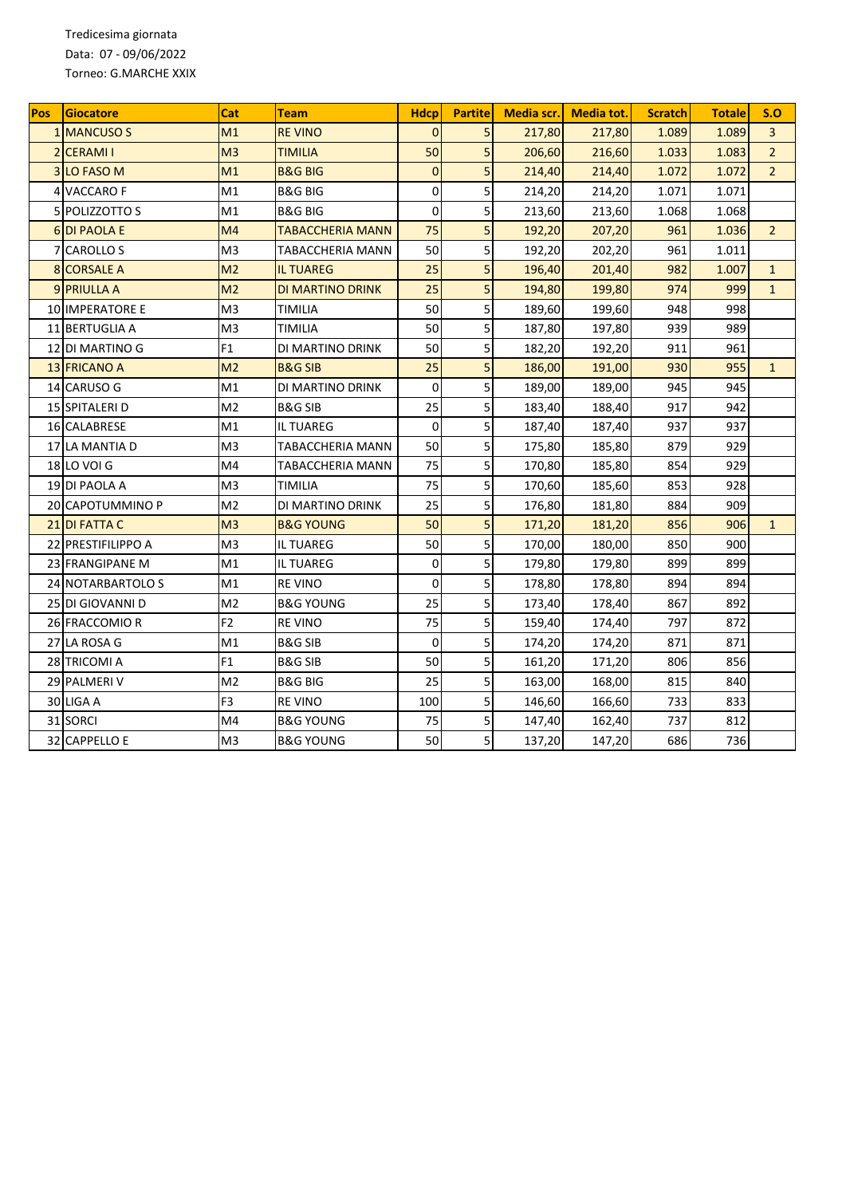Tredicesima giornata

Data: 07 - 09/06/2022

Torneo: G.MARCHE XXIX

| Pos | Giocatore | Cat | Team | Hdcp | Partite | Media scr. | Media tot. | Scratch | Totale | S.O |
|---|---|---|---|---|---|---|---|---|---|---|
| 1 | MANCUSO S | M1 | RE VINO | 0 | 5 | 217,80 | 217,80 | 1.089 | 1.089 | 3 |
| 2 | CERAMI I | M3 | TIMILIA | 50 | 5 | 206,60 | 216,60 | 1.033 | 1.083 | 2 |
| 3 | LO FASO M | M1 | B&G BIG | 0 | 5 | 214,40 | 214,40 | 1.072 | 1.072 | 2 |
| 4 | VACCARO F | M1 | B&G BIG | 0 | 5 | 214,20 | 214,20 | 1.071 | 1.071 | |
| 5 | POLIZZOTTO S | M1 | B&G BIG | 0 | 5 | 213,60 | 213,60 | 1.068 | 1.068 | |
| 6 | DI PAOLA E | M4 | TABACCHERIA MANN | 75 | 5 | 192,20 | 207,20 | 961 | 1.036 | 2 |
| 7 | CAROLLO S | M3 | TABACCHERIA MANN | 50 | 5 | 192,20 | 202,20 | 961 | 1.011 | |
| 8 | CORSALE A | M2 | IL TUAREG | 25 | 5 | 196,40 | 201,40 | 982 | 1.007 | 1 |
| 9 | PRIULLA A | M2 | DI MARTINO DRINK | 25 | 5 | 194,80 | 199,80 | 974 | 999 | 1 |
| 10 | IMPERATORE E | M3 | TIMILIA | 50 | 5 | 189,60 | 199,60 | 948 | 998 | |
| 11 | BERTUGLIA A | M3 | TIMILIA | 50 | 5 | 187,80 | 197,80 | 939 | 989 | |
| 12 | DI MARTINO G | F1 | DI MARTINO DRINK | 50 | 5 | 182,20 | 192,20 | 911 | 961 | |
| 13 | FRICANO A | M2 | B&G SIB | 25 | 5 | 186,00 | 191,00 | 930 | 955 | 1 |
| 14 | CARUSO G | M1 | DI MARTINO DRINK | 0 | 5 | 189,00 | 189,00 | 945 | 945 | |
| 15 | SPITALERI D | M2 | B&G SIB | 25 | 5 | 183,40 | 188,40 | 917 | 942 | |
| 16 | CALABRESE | M1 | IL TUAREG | 0 | 5 | 187,40 | 187,40 | 937 | 937 | |
| 17 | LA MANTIA D | M3 | TABACCHERIA MANN | 50 | 5 | 175,80 | 185,80 | 879 | 929 | |
| 18 | LO VOI G | M4 | TABACCHERIA MANN | 75 | 5 | 170,80 | 185,80 | 854 | 929 | |
| 19 | DI PAOLA A | M3 | TIMILIA | 75 | 5 | 170,60 | 185,60 | 853 | 928 | |
| 20 | CAPOTUMMINO P | M2 | DI MARTINO DRINK | 25 | 5 | 176,80 | 181,80 | 884 | 909 | |
| 21 | DI FATTA C | M3 | B&G YOUNG | 50 | 5 | 171,20 | 181,20 | 856 | 906 | 1 |
| 22 | PRESTIFILIPPO A | M3 | IL TUAREG | 50 | 5 | 170,00 | 180,00 | 850 | 900 | |
| 23 | FRANGIPANE M | M1 | IL TUAREG | 0 | 5 | 179,80 | 179,80 | 899 | 899 | |
| 24 | NOTARBARTOLO S | M1 | RE VINO | 0 | 5 | 178,80 | 178,80 | 894 | 894 | |
| 25 | DI GIOVANNI D | M2 | B&G YOUNG | 25 | 5 | 173,40 | 178,40 | 867 | 892 | |
| 26 | FRACCOMIO R | F2 | RE VINO | 75 | 5 | 159,40 | 174,40 | 797 | 872 | |
| 27 | LA ROSA G | M1 | B&G SIB | 0 | 5 | 174,20 | 174,20 | 871 | 871 | |
| 28 | TRICOMI A | F1 | B&G SIB | 50 | 5 | 161,20 | 171,20 | 806 | 856 | |
| 29 | PALMERI V | M2 | B&G BIG | 25 | 5 | 163,00 | 168,00 | 815 | 840 | |
| 30 | LIGA A | F3 | RE VINO | 100 | 5 | 146,60 | 166,60 | 733 | 833 | |
| 31 | SORCI | M4 | B&G YOUNG | 75 | 5 | 147,40 | 162,40 | 737 | 812 | |
| 32 | CAPPELLO E | M3 | B&G YOUNG | 50 | 5 | 137,20 | 147,20 | 686 | 736 | |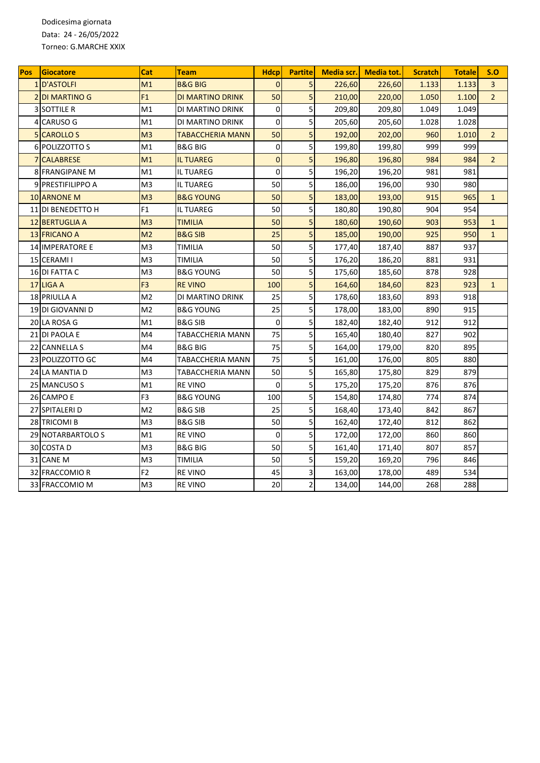Dodicesima giornata

Data: 24 - 26/05/2022

Torneo: G.MARCHE XXIX

| Pos | Giocatore | Cat | Team | Hdcp | Partite | Media scr. | Media tot. | Scratch | Totale | S.O |
|---|---|---|---|---|---|---|---|---|---|---|
| 1 | D'ASTOLFI | M1 | B&G BIG | 0 | 5 | 226,60 | 226,60 | 1.133 | 1.133 | 3 |
| 2 | DI MARTINO G | F1 | DI MARTINO DRINK | 50 | 5 | 210,00 | 220,00 | 1.050 | 1.100 | 2 |
| 3 | SOTTILE R | M1 | DI MARTINO DRINK | 0 | 5 | 209,80 | 209,80 | 1.049 | 1.049 | |
| 4 | CARUSO G | M1 | DI MARTINO DRINK | 0 | 5 | 205,60 | 205,60 | 1.028 | 1.028 | |
| 5 | CAROLLO S | M3 | TABACCHERIA MANN | 50 | 5 | 192,00 | 202,00 | 960 | 1.010 | 2 |
| 6 | POLIZZOTTO S | M1 | B&G BIG | 0 | 5 | 199,80 | 199,80 | 999 | 999 | |
| 7 | CALABRESE | M1 | IL TUAREG | 0 | 5 | 196,80 | 196,80 | 984 | 984 | 2 |
| 8 | FRANGIPANE M | M1 | IL TUAREG | 0 | 5 | 196,20 | 196,20 | 981 | 981 | |
| 9 | PRESTIFILIPPO A | M3 | IL TUAREG | 50 | 5 | 186,00 | 196,00 | 930 | 980 | |
| 10 | ARNONE M | M3 | B&G YOUNG | 50 | 5 | 183,00 | 193,00 | 915 | 965 | 1 |
| 11 | DI BENEDETTO H | F1 | IL TUAREG | 50 | 5 | 180,80 | 190,80 | 904 | 954 | |
| 12 | BERTUGLIA A | M3 | TIMILIA | 50 | 5 | 180,60 | 190,60 | 903 | 953 | 1 |
| 13 | FRICANO A | M2 | B&G SIB | 25 | 5 | 185,00 | 190,00 | 925 | 950 | 1 |
| 14 | IMPERATORE E | M3 | TIMILIA | 50 | 5 | 177,40 | 187,40 | 887 | 937 | |
| 15 | CERAMI I | M3 | TIMILIA | 50 | 5 | 176,20 | 186,20 | 881 | 931 | |
| 16 | DI FATTA C | M3 | B&G YOUNG | 50 | 5 | 175,60 | 185,60 | 878 | 928 | |
| 17 | LIGA A | F3 | RE VINO | 100 | 5 | 164,60 | 184,60 | 823 | 923 | 1 |
| 18 | PRIULLA A | M2 | DI MARTINO DRINK | 25 | 5 | 178,60 | 183,60 | 893 | 918 | |
| 19 | DI GIOVANNI D | M2 | B&G YOUNG | 25 | 5 | 178,00 | 183,00 | 890 | 915 | |
| 20 | LA ROSA G | M1 | B&G SIB | 0 | 5 | 182,40 | 182,40 | 912 | 912 | |
| 21 | DI PAOLA E | M4 | TABACCHERIA MANN | 75 | 5 | 165,40 | 180,40 | 827 | 902 | |
| 22 | CANNELLA S | M4 | B&G BIG | 75 | 5 | 164,00 | 179,00 | 820 | 895 | |
| 23 | POLIZZOTTO GC | M4 | TABACCHERIA MANN | 75 | 5 | 161,00 | 176,00 | 805 | 880 | |
| 24 | LA MANTIA D | M3 | TABACCHERIA MANN | 50 | 5 | 165,80 | 175,80 | 829 | 879 | |
| 25 | MANCUSO S | M1 | RE VINO | 0 | 5 | 175,20 | 175,20 | 876 | 876 | |
| 26 | CAMPO E | F3 | B&G YOUNG | 100 | 5 | 154,80 | 174,80 | 774 | 874 | |
| 27 | SPITALERI D | M2 | B&G SIB | 25 | 5 | 168,40 | 173,40 | 842 | 867 | |
| 28 | TRICOMI B | M3 | B&G SIB | 50 | 5 | 162,40 | 172,40 | 812 | 862 | |
| 29 | NOTARBARTOLO S | M1 | RE VINO | 0 | 5 | 172,00 | 172,00 | 860 | 860 | |
| 30 | COSTA D | M3 | B&G BIG | 50 | 5 | 161,40 | 171,40 | 807 | 857 | |
| 31 | CANE M | M3 | TIMILIA | 50 | 5 | 159,20 | 169,20 | 796 | 846 | |
| 32 | FRACCOMIO R | F2 | RE VINO | 45 | 3 | 163,00 | 178,00 | 489 | 534 | |
| 33 | FRACCOMIO M | M3 | RE VINO | 20 | 2 | 134,00 | 144,00 | 268 | 288 | |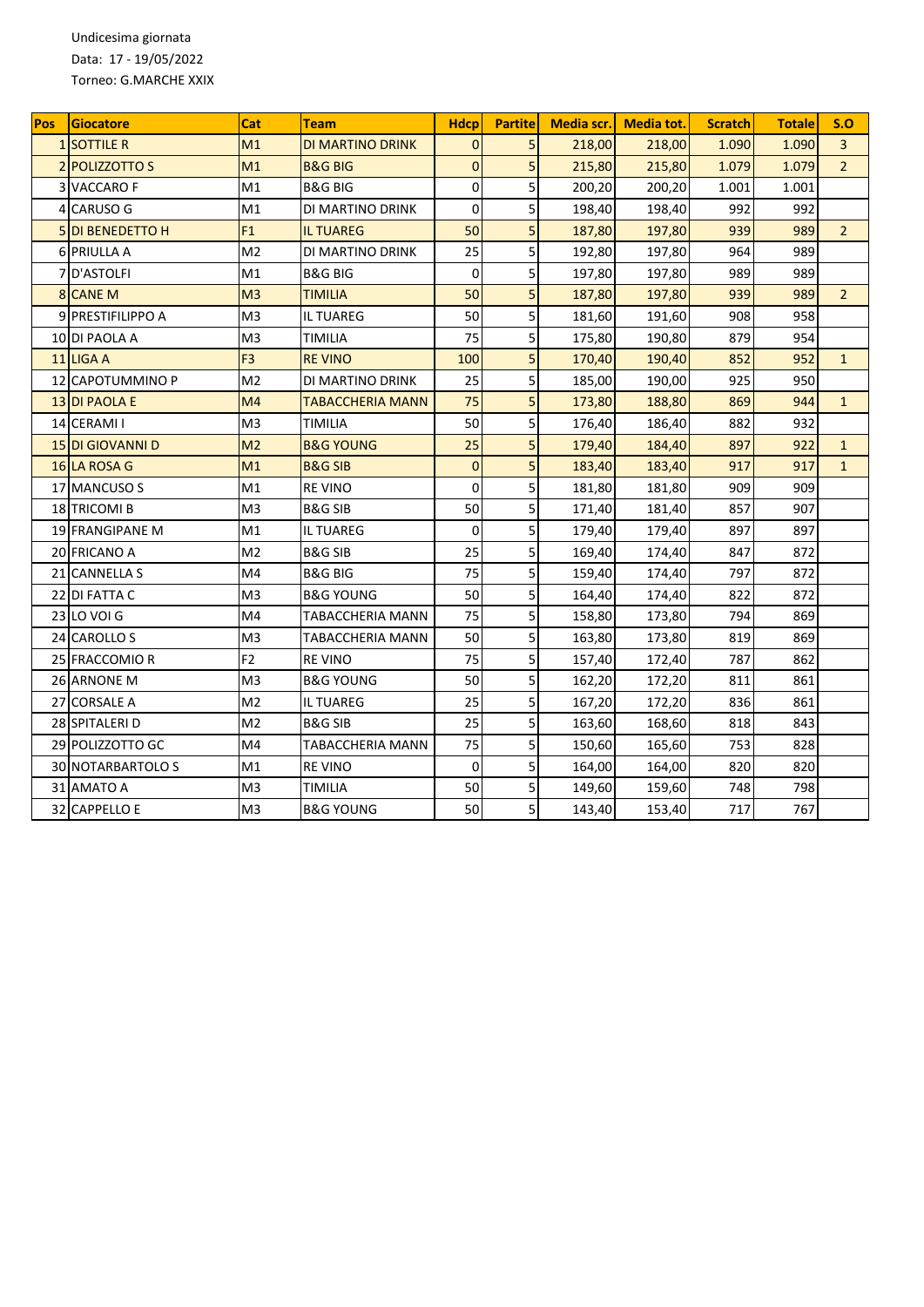Undicesima giornata
Data: 17 - 19/05/2022
Torneo: G.MARCHE XXIX

| Pos | Giocatore | Cat | Team | Hdcp | Partite | Media scr. | Media tot. | Scratch | Totale | S.O |
|---|---|---|---|---|---|---|---|---|---|---|
| 1 | SOTTILE R | M1 | DI MARTINO DRINK | 0 | 5 | 218,00 | 218,00 | 1.090 | 1.090 | 3 |
| 2 | POLIZZOTTO S | M1 | B&G BIG | 0 | 5 | 215,80 | 215,80 | 1.079 | 1.079 | 2 |
| 3 | VACCARO F | M1 | B&G BIG | 0 | 5 | 200,20 | 200,20 | 1.001 | 1.001 | |
| 4 | CARUSO G | M1 | DI MARTINO DRINK | 0 | 5 | 198,40 | 198,40 | 992 | 992 | |
| 5 | DI BENEDETTO H | F1 | IL TUAREG | 50 | 5 | 187,80 | 197,80 | 939 | 989 | 2 |
| 6 | PRIULLA A | M2 | DI MARTINO DRINK | 25 | 5 | 192,80 | 197,80 | 964 | 989 | |
| 7 | D'ASTOLFI | M1 | B&G BIG | 0 | 5 | 197,80 | 197,80 | 989 | 989 | |
| 8 | CANE M | M3 | TIMILIA | 50 | 5 | 187,80 | 197,80 | 939 | 989 | 2 |
| 9 | PRESTIFILIPPO A | M3 | IL TUAREG | 50 | 5 | 181,60 | 191,60 | 908 | 958 | |
| 10 | DI PAOLA A | M3 | TIMILIA | 75 | 5 | 175,80 | 190,80 | 879 | 954 | |
| 11 | LIGA A | F3 | RE VINO | 100 | 5 | 170,40 | 190,40 | 852 | 952 | 1 |
| 12 | CAPOTUMMINO P | M2 | DI MARTINO DRINK | 25 | 5 | 185,00 | 190,00 | 925 | 950 | |
| 13 | DI PAOLA E | M4 | TABACCHERIA MANN | 75 | 5 | 173,80 | 188,80 | 869 | 944 | 1 |
| 14 | CERAMI I | M3 | TIMILIA | 50 | 5 | 176,40 | 186,40 | 882 | 932 | |
| 15 | DI GIOVANNI D | M2 | B&G YOUNG | 25 | 5 | 179,40 | 184,40 | 897 | 922 | 1 |
| 16 | LA ROSA G | M1 | B&G SIB | 0 | 5 | 183,40 | 183,40 | 917 | 917 | 1 |
| 17 | MANCUSO S | M1 | RE VINO | 0 | 5 | 181,80 | 181,80 | 909 | 909 | |
| 18 | TRICOMI B | M3 | B&G SIB | 50 | 5 | 171,40 | 181,40 | 857 | 907 | |
| 19 | FRANGIPANE M | M1 | IL TUAREG | 0 | 5 | 179,40 | 179,40 | 897 | 897 | |
| 20 | FRICANO A | M2 | B&G SIB | 25 | 5 | 169,40 | 174,40 | 847 | 872 | |
| 21 | CANNELLA S | M4 | B&G BIG | 75 | 5 | 159,40 | 174,40 | 797 | 872 | |
| 22 | DI FATTA C | M3 | B&G YOUNG | 50 | 5 | 164,40 | 174,40 | 822 | 872 | |
| 23 | LO VOI G | M4 | TABACCHERIA MANN | 75 | 5 | 158,80 | 173,80 | 794 | 869 | |
| 24 | CAROLLO S | M3 | TABACCHERIA MANN | 50 | 5 | 163,80 | 173,80 | 819 | 869 | |
| 25 | FRACCOMIO R | F2 | RE VINO | 75 | 5 | 157,40 | 172,40 | 787 | 862 | |
| 26 | ARNONE M | M3 | B&G YOUNG | 50 | 5 | 162,20 | 172,20 | 811 | 861 | |
| 27 | CORSALE A | M2 | IL TUAREG | 25 | 5 | 167,20 | 172,20 | 836 | 861 | |
| 28 | SPITALERI D | M2 | B&G SIB | 25 | 5 | 163,60 | 168,60 | 818 | 843 | |
| 29 | POLIZZOTTO GC | M4 | TABACCHERIA MANN | 75 | 5 | 150,60 | 165,60 | 753 | 828 | |
| 30 | NOTARBARTOLO S | M1 | RE VINO | 0 | 5 | 164,00 | 164,00 | 820 | 820 | |
| 31 | AMATO A | M3 | TIMILIA | 50 | 5 | 149,60 | 159,60 | 748 | 798 | |
| 32 | CAPPELLO E | M3 | B&G YOUNG | 50 | 5 | 143,40 | 153,40 | 717 | 767 | |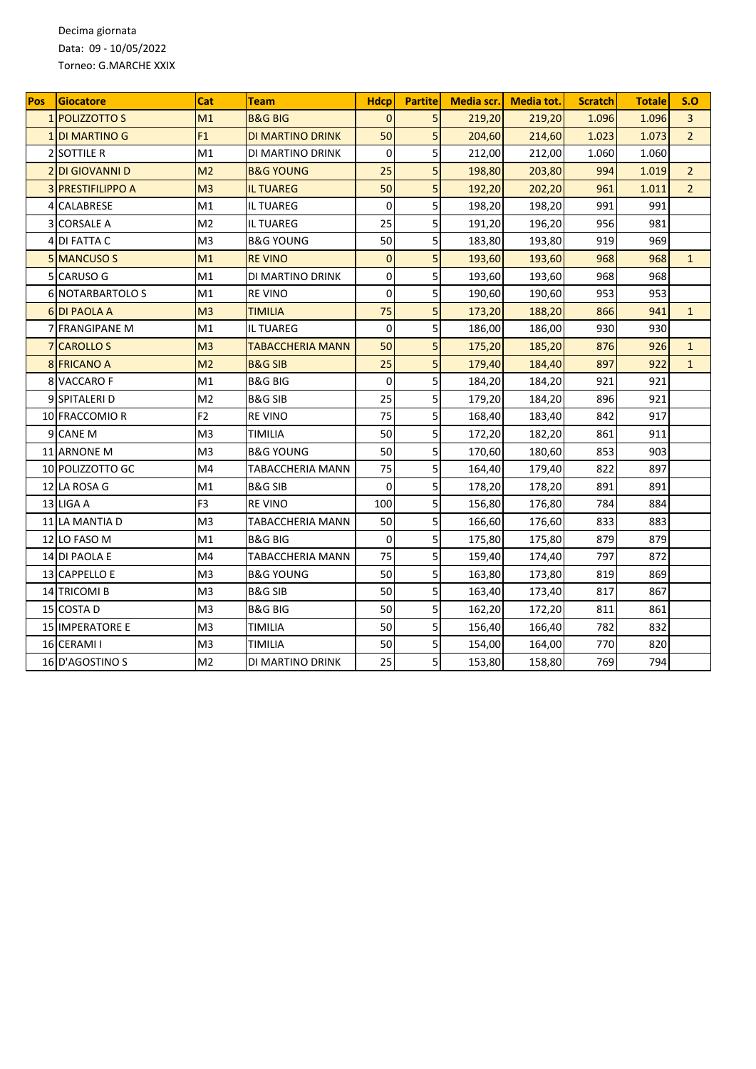Decima giornata

Data: 09 - 10/05/2022

Torneo: G.MARCHE XXIX

| Pos | Giocatore | Cat | Team | Hdcp | Partite | Media scr. | Media tot. | Scratch | Totale | S.O |
|---|---|---|---|---|---|---|---|---|---|---|
| 1 | POLIZZOTTO S | M1 | B&G BIG | 0 | 5 | 219,20 | 219,20 | 1.096 | 1.096 | 3 |
| 1 | DI MARTINO G | F1 | DI MARTINO DRINK | 50 | 5 | 204,60 | 214,60 | 1.023 | 1.073 | 2 |
| 2 | SOTTILE R | M1 | DI MARTINO DRINK | 0 | 5 | 212,00 | 212,00 | 1.060 | 1.060 | |
| 2 | DI GIOVANNI D | M2 | B&G YOUNG | 25 | 5 | 198,80 | 203,80 | 994 | 1.019 | 2 |
| 3 | PRESTIFILIPPO A | M3 | IL TUAREG | 50 | 5 | 192,20 | 202,20 | 961 | 1.011 | 2 |
| 4 | CALABRESE | M1 | IL TUAREG | 0 | 5 | 198,20 | 198,20 | 991 | 991 | |
| 3 | CORSALE A | M2 | IL TUAREG | 25 | 5 | 191,20 | 196,20 | 956 | 981 | |
| 4 | DI FATTA C | M3 | B&G YOUNG | 50 | 5 | 183,80 | 193,80 | 919 | 969 | |
| 5 | MANCUSO S | M1 | RE VINO | 0 | 5 | 193,60 | 193,60 | 968 | 968 | 1 |
| 5 | CARUSO G | M1 | DI MARTINO DRINK | 0 | 5 | 193,60 | 193,60 | 968 | 968 | |
| 6 | NOTARBARTOLO S | M1 | RE VINO | 0 | 5 | 190,60 | 190,60 | 953 | 953 | |
| 6 | DI PAOLA A | M3 | TIMILIA | 75 | 5 | 173,20 | 188,20 | 866 | 941 | 1 |
| 7 | FRANGIPANE M | M1 | IL TUAREG | 0 | 5 | 186,00 | 186,00 | 930 | 930 | |
| 7 | CAROLLO S | M3 | TABACCHERIA MANN | 50 | 5 | 175,20 | 185,20 | 876 | 926 | 1 |
| 8 | FRICANO A | M2 | B&G SIB | 25 | 5 | 179,40 | 184,40 | 897 | 922 | 1 |
| 8 | VACCARO F | M1 | B&G BIG | 0 | 5 | 184,20 | 184,20 | 921 | 921 | |
| 9 | SPITALERI D | M2 | B&G SIB | 25 | 5 | 179,20 | 184,20 | 896 | 921 | |
| 10 | FRACCOMIO R | F2 | RE VINO | 75 | 5 | 168,40 | 183,40 | 842 | 917 | |
| 9 | CANE M | M3 | TIMILIA | 50 | 5 | 172,20 | 182,20 | 861 | 911 | |
| 11 | ARNONE M | M3 | B&G YOUNG | 50 | 5 | 170,60 | 180,60 | 853 | 903 | |
| 10 | POLIZZOTTO GC | M4 | TABACCHERIA MANN | 75 | 5 | 164,40 | 179,40 | 822 | 897 | |
| 12 | LA ROSA G | M1 | B&G SIB | 0 | 5 | 178,20 | 178,20 | 891 | 891 | |
| 13 | LIGA A | F3 | RE VINO | 100 | 5 | 156,80 | 176,80 | 784 | 884 | |
| 11 | LA MANTIA D | M3 | TABACCHERIA MANN | 50 | 5 | 166,60 | 176,60 | 833 | 883 | |
| 12 | LO FASO M | M1 | B&G BIG | 0 | 5 | 175,80 | 175,80 | 879 | 879 | |
| 14 | DI PAOLA E | M4 | TABACCHERIA MANN | 75 | 5 | 159,40 | 174,40 | 797 | 872 | |
| 13 | CAPPELLO E | M3 | B&G YOUNG | 50 | 5 | 163,80 | 173,80 | 819 | 869 | |
| 14 | TRICOMI B | M3 | B&G SIB | 50 | 5 | 163,40 | 173,40 | 817 | 867 | |
| 15 | COSTA D | M3 | B&G BIG | 50 | 5 | 162,20 | 172,20 | 811 | 861 | |
| 15 | IMPERATORE E | M3 | TIMILIA | 50 | 5 | 156,40 | 166,40 | 782 | 832 | |
| 16 | CERAMI I | M3 | TIMILIA | 50 | 5 | 154,00 | 164,00 | 770 | 820 | |
| 16 | D'AGOSTINO S | M2 | DI MARTINO DRINK | 25 | 5 | 153,80 | 158,80 | 769 | 794 | |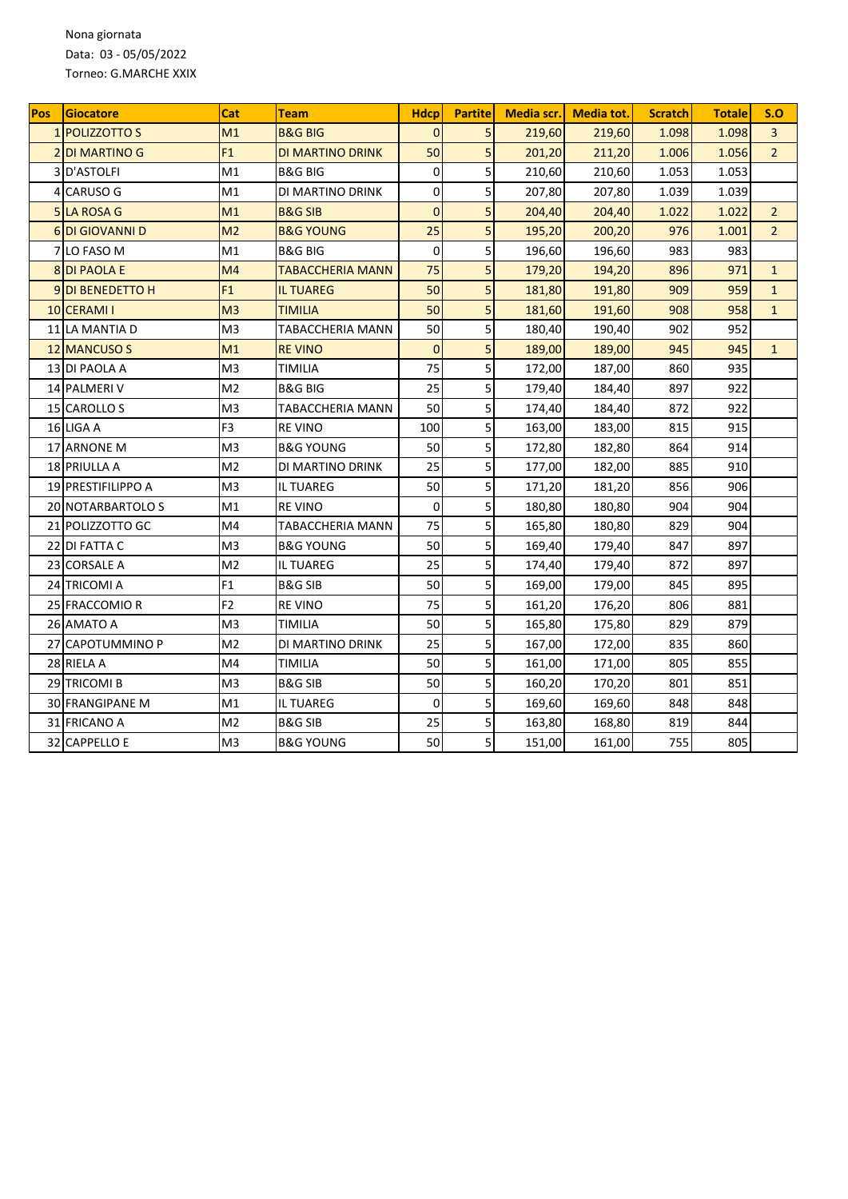Nona giornata
Data: 03 - 05/05/2022
Torneo: G.MARCHE XXIX

| Pos | Giocatore | Cat | Team | Hdcp | Partite | Media scr. | Media tot. | Scratch | Totale | S.O |
|---|---|---|---|---|---|---|---|---|---|---|
| 1 | POLIZZOTTO S | M1 | B&G BIG | 0 | 5 | 219,60 | 219,60 | 1.098 | 1.098 | 3 |
| 2 | DI MARTINO G | F1 | DI MARTINO DRINK | 50 | 5 | 201,20 | 211,20 | 1.006 | 1.056 | 2 |
| 3 | D'ASTOLFI | M1 | B&G BIG | 0 | 5 | 210,60 | 210,60 | 1.053 | 1.053 | |
| 4 | CARUSO G | M1 | DI MARTINO DRINK | 0 | 5 | 207,80 | 207,80 | 1.039 | 1.039 | |
| 5 | LA ROSA G | M1 | B&G SIB | 0 | 5 | 204,40 | 204,40 | 1.022 | 1.022 | 2 |
| 6 | DI GIOVANNI D | M2 | B&G YOUNG | 25 | 5 | 195,20 | 200,20 | 976 | 1.001 | 2 |
| 7 | LO FASO M | M1 | B&G BIG | 0 | 5 | 196,60 | 196,60 | 983 | 983 | |
| 8 | DI PAOLA E | M4 | TABACCHERIA MANN | 75 | 5 | 179,20 | 194,20 | 896 | 971 | 1 |
| 9 | DI BENEDETTO H | F1 | IL TUAREG | 50 | 5 | 181,80 | 191,80 | 909 | 959 | 1 |
| 10 | CERAMI I | M3 | TIMILIA | 50 | 5 | 181,60 | 191,60 | 908 | 958 | 1 |
| 11 | LA MANTIA D | M3 | TABACCHERIA MANN | 50 | 5 | 180,40 | 190,40 | 902 | 952 | |
| 12 | MANCUSO S | M1 | RE VINO | 0 | 5 | 189,00 | 189,00 | 945 | 945 | 1 |
| 13 | DI PAOLA A | M3 | TIMILIA | 75 | 5 | 172,00 | 187,00 | 860 | 935 | |
| 14 | PALMERI V | M2 | B&G BIG | 25 | 5 | 179,40 | 184,40 | 897 | 922 | |
| 15 | CAROLLO S | M3 | TABACCHERIA MANN | 50 | 5 | 174,40 | 184,40 | 872 | 922 | |
| 16 | LIGA A | F3 | RE VINO | 100 | 5 | 163,00 | 183,00 | 815 | 915 | |
| 17 | ARNONE M | M3 | B&G YOUNG | 50 | 5 | 172,80 | 182,80 | 864 | 914 | |
| 18 | PRIULLA A | M2 | DI MARTINO DRINK | 25 | 5 | 177,00 | 182,00 | 885 | 910 | |
| 19 | PRESTIFILIPPO A | M3 | IL TUAREG | 50 | 5 | 171,20 | 181,20 | 856 | 906 | |
| 20 | NOTARBARTOLO S | M1 | RE VINO | 0 | 5 | 180,80 | 180,80 | 904 | 904 | |
| 21 | POLIZZOTTO GC | M4 | TABACCHERIA MANN | 75 | 5 | 165,80 | 180,80 | 829 | 904 | |
| 22 | DI FATTA C | M3 | B&G YOUNG | 50 | 5 | 169,40 | 179,40 | 847 | 897 | |
| 23 | CORSALE A | M2 | IL TUAREG | 25 | 5 | 174,40 | 179,40 | 872 | 897 | |
| 24 | TRICOMI A | F1 | B&G SIB | 50 | 5 | 169,00 | 179,00 | 845 | 895 | |
| 25 | FRACCOMIO R | F2 | RE VINO | 75 | 5 | 161,20 | 176,20 | 806 | 881 | |
| 26 | AMATO A | M3 | TIMILIA | 50 | 5 | 165,80 | 175,80 | 829 | 879 | |
| 27 | CAPOTUMMINO P | M2 | DI MARTINO DRINK | 25 | 5 | 167,00 | 172,00 | 835 | 860 | |
| 28 | RIELA A | M4 | TIMILIA | 50 | 5 | 161,00 | 171,00 | 805 | 855 | |
| 29 | TRICOMI B | M3 | B&G SIB | 50 | 5 | 160,20 | 170,20 | 801 | 851 | |
| 30 | FRANGIPANE M | M1 | IL TUAREG | 0 | 5 | 169,60 | 169,60 | 848 | 848 | |
| 31 | FRICANO A | M2 | B&G SIB | 25 | 5 | 163,80 | 168,80 | 819 | 844 | |
| 32 | CAPPELLO E | M3 | B&G YOUNG | 50 | 5 | 151,00 | 161,00 | 755 | 805 | |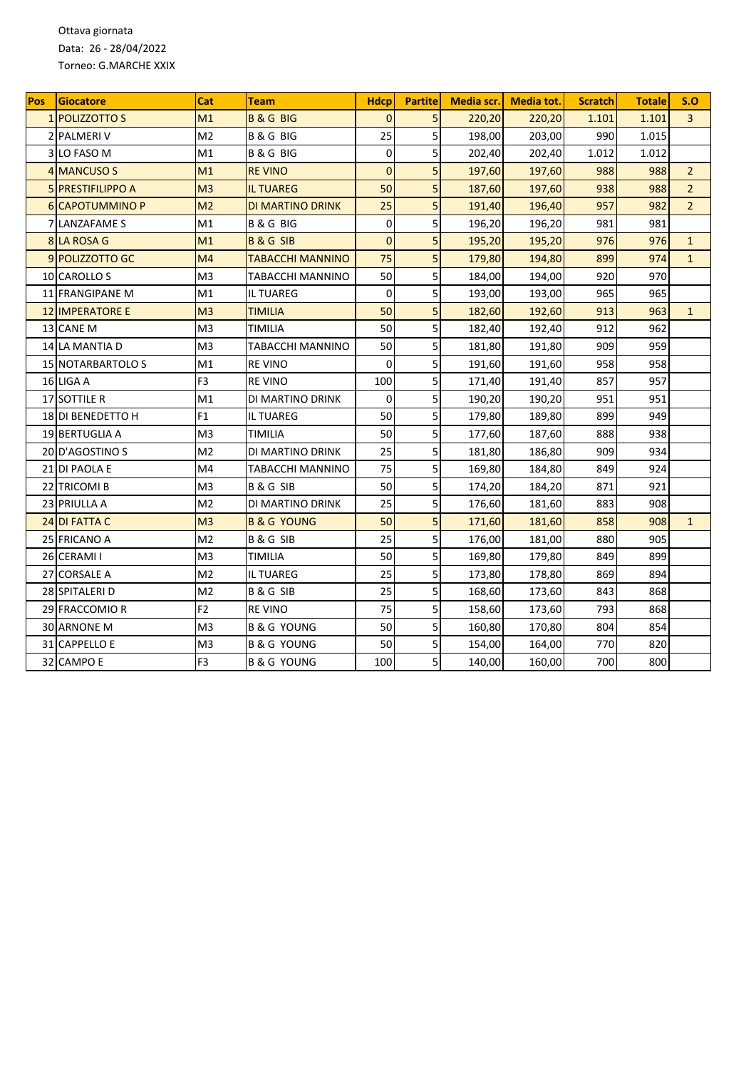Ottava giornata

Data: 26 - 28/04/2022

Torneo: G.MARCHE XXIX

| Pos | Giocatore | Cat | Team | Hdcp | Partite | Media scr. | Media tot. | Scratch | Totale | S.O |
|---|---|---|---|---|---|---|---|---|---|---|
| 1 | POLIZZOTTO S | M1 | B & G BIG | 0 | 5 | 220,20 | 220,20 | 1.101 | 1.101 | 3 |
| 2 | PALMERI V | M2 | B & G BIG | 25 | 5 | 198,00 | 203,00 | 990 | 1.015 | |
| 3 | LO FASO M | M1 | B & G BIG | 0 | 5 | 202,40 | 202,40 | 1.012 | 1.012 | |
| 4 | MANCUSO S | M1 | RE VINO | 0 | 5 | 197,60 | 197,60 | 988 | 988 | 2 |
| 5 | PRESTIFILIPPO A | M3 | IL TUAREG | 50 | 5 | 187,60 | 197,60 | 938 | 988 | 2 |
| 6 | CAPOTUMMINO P | M2 | DI MARTINO DRINK | 25 | 5 | 191,40 | 196,40 | 957 | 982 | 2 |
| 7 | LANZAFAME S | M1 | B & G BIG | 0 | 5 | 196,20 | 196,20 | 981 | 981 | |
| 8 | LA ROSA G | M1 | B & G SIB | 0 | 5 | 195,20 | 195,20 | 976 | 976 | 1 |
| 9 | POLIZZOTTO GC | M4 | TABACCHI MANNINO | 75 | 5 | 179,80 | 194,80 | 899 | 974 | 1 |
| 10 | CAROLLO S | M3 | TABACCHI MANNINO | 50 | 5 | 184,00 | 194,00 | 920 | 970 | |
| 11 | FRANGIPANE M | M1 | IL TUAREG | 0 | 5 | 193,00 | 193,00 | 965 | 965 | |
| 12 | IMPERATORE E | M3 | TIMILIA | 50 | 5 | 182,60 | 192,60 | 913 | 963 | 1 |
| 13 | CANE M | M3 | TIMILIA | 50 | 5 | 182,40 | 192,40 | 912 | 962 | |
| 14 | LA MANTIA D | M3 | TABACCHI MANNINO | 50 | 5 | 181,80 | 191,80 | 909 | 959 | |
| 15 | NOTARBARTOLO S | M1 | RE VINO | 0 | 5 | 191,60 | 191,60 | 958 | 958 | |
| 16 | LIGA A | F3 | RE VINO | 100 | 5 | 171,40 | 191,40 | 857 | 957 | |
| 17 | SOTTILE R | M1 | DI MARTINO DRINK | 0 | 5 | 190,20 | 190,20 | 951 | 951 | |
| 18 | DI BENEDETTO H | F1 | IL TUAREG | 50 | 5 | 179,80 | 189,80 | 899 | 949 | |
| 19 | BERTUGLIA A | M3 | TIMILIA | 50 | 5 | 177,60 | 187,60 | 888 | 938 | |
| 20 | D'AGOSTINO S | M2 | DI MARTINO DRINK | 25 | 5 | 181,80 | 186,80 | 909 | 934 | |
| 21 | DI PAOLA E | M4 | TABACCHI MANNINO | 75 | 5 | 169,80 | 184,80 | 849 | 924 | |
| 22 | TRICOMI B | M3 | B & G SIB | 50 | 5 | 174,20 | 184,20 | 871 | 921 | |
| 23 | PRIULLA A | M2 | DI MARTINO DRINK | 25 | 5 | 176,60 | 181,60 | 883 | 908 | |
| 24 | DI FATTA C | M3 | B & G YOUNG | 50 | 5 | 171,60 | 181,60 | 858 | 908 | 1 |
| 25 | FRICANO A | M2 | B & G SIB | 25 | 5 | 176,00 | 181,00 | 880 | 905 | |
| 26 | CERAMI I | M3 | TIMILIA | 50 | 5 | 169,80 | 179,80 | 849 | 899 | |
| 27 | CORSALE A | M2 | IL TUAREG | 25 | 5 | 173,80 | 178,80 | 869 | 894 | |
| 28 | SPITALERI D | M2 | B & G SIB | 25 | 5 | 168,60 | 173,60 | 843 | 868 | |
| 29 | FRACCOMIO R | F2 | RE VINO | 75 | 5 | 158,60 | 173,60 | 793 | 868 | |
| 30 | ARNONE M | M3 | B & G YOUNG | 50 | 5 | 160,80 | 170,80 | 804 | 854 | |
| 31 | CAPPELLO E | M3 | B & G YOUNG | 50 | 5 | 154,00 | 164,00 | 770 | 820 | |
| 32 | CAMPO E | F3 | B & G YOUNG | 100 | 5 | 140,00 | 160,00 | 700 | 800 | |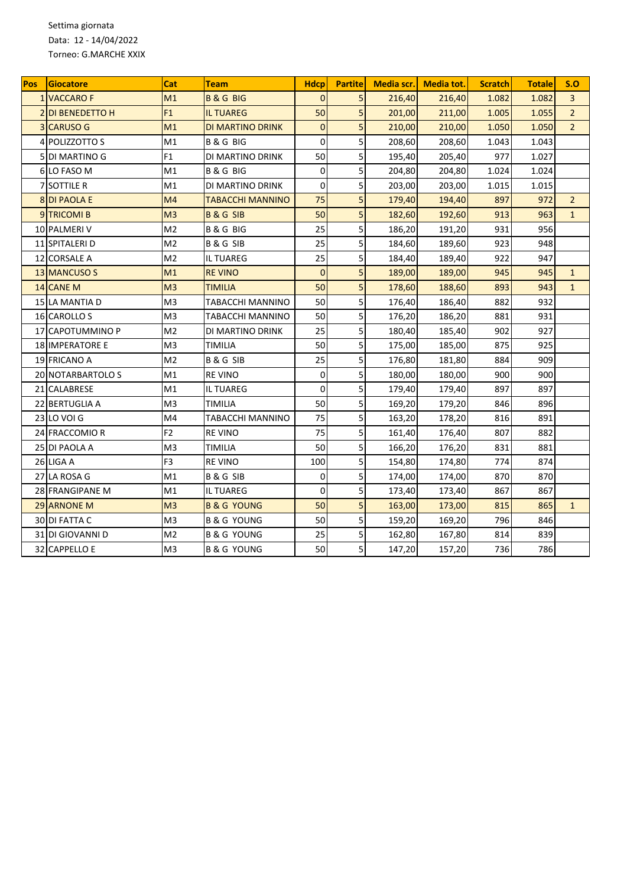Settima giornata

Data: 12 - 14/04/2022

Torneo: G.MARCHE XXIX

| Pos | Giocatore | Cat | Team | Hdcp | Partite | Media scr. | Media tot. | Scratch | Totale | S.O |
|---|---|---|---|---|---|---|---|---|---|---|
| 1 | VACCARO F | M1 | B & G BIG | 0 | 5 | 216,40 | 216,40 | 1.082 | 1.082 | 3 |
| 2 | DI BENEDETTO H | F1 | IL TUAREG | 50 | 5 | 201,00 | 211,00 | 1.005 | 1.055 | 2 |
| 3 | CARUSO G | M1 | DI MARTINO DRINK | 0 | 5 | 210,00 | 210,00 | 1.050 | 1.050 | 2 |
| 4 | POLIZZOTTO S | M1 | B & G BIG | 0 | 5 | 208,60 | 208,60 | 1.043 | 1.043 | |
| 5 | DI MARTINO G | F1 | DI MARTINO DRINK | 50 | 5 | 195,40 | 205,40 | 977 | 1.027 | |
| 6 | LO FASO M | M1 | B & G BIG | 0 | 5 | 204,80 | 204,80 | 1.024 | 1.024 | |
| 7 | SOTTILE R | M1 | DI MARTINO DRINK | 0 | 5 | 203,00 | 203,00 | 1.015 | 1.015 | |
| 8 | DI PAOLA E | M4 | TABACCHI MANNINO | 75 | 5 | 179,40 | 194,40 | 897 | 972 | 2 |
| 9 | TRICOMI B | M3 | B & G SIB | 50 | 5 | 182,60 | 192,60 | 913 | 963 | 1 |
| 10 | PALMERI V | M2 | B & G BIG | 25 | 5 | 186,20 | 191,20 | 931 | 956 | |
| 11 | SPITALERI D | M2 | B & G SIB | 25 | 5 | 184,60 | 189,60 | 923 | 948 | |
| 12 | CORSALE A | M2 | IL TUAREG | 25 | 5 | 184,40 | 189,40 | 922 | 947 | |
| 13 | MANCUSO S | M1 | RE VINO | 0 | 5 | 189,00 | 189,00 | 945 | 945 | 1 |
| 14 | CANE M | M3 | TIMILIA | 50 | 5 | 178,60 | 188,60 | 893 | 943 | 1 |
| 15 | LA MANTIA D | M3 | TABACCHI MANNINO | 50 | 5 | 176,40 | 186,40 | 882 | 932 | |
| 16 | CAROLLO S | M3 | TABACCHI MANNINO | 50 | 5 | 176,20 | 186,20 | 881 | 931 | |
| 17 | CAPOTUMMINO P | M2 | DI MARTINO DRINK | 25 | 5 | 180,40 | 185,40 | 902 | 927 | |
| 18 | IMPERATORE E | M3 | TIMILIA | 50 | 5 | 175,00 | 185,00 | 875 | 925 | |
| 19 | FRICANO A | M2 | B & G SIB | 25 | 5 | 176,80 | 181,80 | 884 | 909 | |
| 20 | NOTARBARTOLO S | M1 | RE VINO | 0 | 5 | 180,00 | 180,00 | 900 | 900 | |
| 21 | CALABRESE | M1 | IL TUAREG | 0 | 5 | 179,40 | 179,40 | 897 | 897 | |
| 22 | BERTUGLIA A | M3 | TIMILIA | 50 | 5 | 169,20 | 179,20 | 846 | 896 | |
| 23 | LO VOI G | M4 | TABACCHI MANNINO | 75 | 5 | 163,20 | 178,20 | 816 | 891 | |
| 24 | FRACCOMIO R | F2 | RE VINO | 75 | 5 | 161,40 | 176,40 | 807 | 882 | |
| 25 | DI PAOLA A | M3 | TIMILIA | 50 | 5 | 166,20 | 176,20 | 831 | 881 | |
| 26 | LIGA A | F3 | RE VINO | 100 | 5 | 154,80 | 174,80 | 774 | 874 | |
| 27 | LA ROSA G | M1 | B & G SIB | 0 | 5 | 174,00 | 174,00 | 870 | 870 | |
| 28 | FRANGIPANE M | M1 | IL TUAREG | 0 | 5 | 173,40 | 173,40 | 867 | 867 | |
| 29 | ARNONE M | M3 | B & G YOUNG | 50 | 5 | 163,00 | 173,00 | 815 | 865 | 1 |
| 30 | DI FATTA C | M3 | B & G YOUNG | 50 | 5 | 159,20 | 169,20 | 796 | 846 | |
| 31 | DI GIOVANNI D | M2 | B & G YOUNG | 25 | 5 | 162,80 | 167,80 | 814 | 839 | |
| 32 | CAPPELLO E | M3 | B & G YOUNG | 50 | 5 | 147,20 | 157,20 | 736 | 786 | |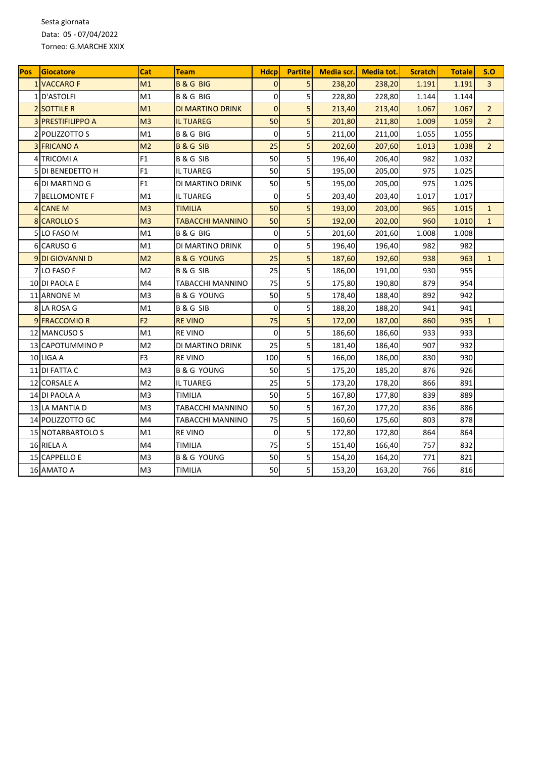Sesta giornata
Data: 05 - 07/04/2022
Torneo: G.MARCHE XXIX

| Pos | Giocatore | Cat | Team | Hdcp | Partite | Media scr. | Media tot. | Scratch | Totale | S.O |
|---|---|---|---|---|---|---|---|---|---|---|
| 1 | VACCARO F | M1 | B & G BIG | 0 | 5 | 238,20 | 238,20 | 1.191 | 1.191 | 3 |
| 1 | D'ASTOLFI | M1 | B & G BIG | 0 | 5 | 228,80 | 228,80 | 1.144 | 1.144 | |
| 2 | SOTTILE R | M1 | DI MARTINO DRINK | 0 | 5 | 213,40 | 213,40 | 1.067 | 1.067 | 2 |
| 3 | PRESTIFILIPPO A | M3 | IL TUAREG | 50 | 5 | 201,80 | 211,80 | 1.009 | 1.059 | 2 |
| 2 | POLIZZOTTO S | M1 | B & G BIG | 0 | 5 | 211,00 | 211,00 | 1.055 | 1.055 | |
| 3 | FRICANO A | M2 | B & G SIB | 25 | 5 | 202,60 | 207,60 | 1.013 | 1.038 | 2 |
| 4 | TRICOMI A | F1 | B & G SIB | 50 | 5 | 196,40 | 206,40 | 982 | 1.032 | |
| 5 | DI BENEDETTO H | F1 | IL TUAREG | 50 | 5 | 195,00 | 205,00 | 975 | 1.025 | |
| 6 | DI MARTINO G | F1 | DI MARTINO DRINK | 50 | 5 | 195,00 | 205,00 | 975 | 1.025 | |
| 7 | BELLOMONTE F | M1 | IL TUAREG | 0 | 5 | 203,40 | 203,40 | 1.017 | 1.017 | |
| 4 | CANE M | M3 | TIMILIA | 50 | 5 | 193,00 | 203,00 | 965 | 1.015 | 1 |
| 8 | CAROLLO S | M3 | TABACCHI MANNINO | 50 | 5 | 192,00 | 202,00 | 960 | 1.010 | 1 |
| 5 | LO FASO M | M1 | B & G BIG | 0 | 5 | 201,60 | 201,60 | 1.008 | 1.008 | |
| 6 | CARUSO G | M1 | DI MARTINO DRINK | 0 | 5 | 196,40 | 196,40 | 982 | 982 | |
| 9 | DI GIOVANNI D | M2 | B & G YOUNG | 25 | 5 | 187,60 | 192,60 | 938 | 963 | 1 |
| 7 | LO FASO F | M2 | B & G SIB | 25 | 5 | 186,00 | 191,00 | 930 | 955 | |
| 10 | DI PAOLA E | M4 | TABACCHI MANNINO | 75 | 5 | 175,80 | 190,80 | 879 | 954 | |
| 11 | ARNONE M | M3 | B & G YOUNG | 50 | 5 | 178,40 | 188,40 | 892 | 942 | |
| 8 | LA ROSA G | M1 | B & G SIB | 0 | 5 | 188,20 | 188,20 | 941 | 941 | |
| 9 | FRACCOMIO R | F2 | RE VINO | 75 | 5 | 172,00 | 187,00 | 860 | 935 | 1 |
| 12 | MANCUSO S | M1 | RE VINO | 0 | 5 | 186,60 | 186,60 | 933 | 933 | |
| 13 | CAPOTUMMINO P | M2 | DI MARTINO DRINK | 25 | 5 | 181,40 | 186,40 | 907 | 932 | |
| 10 | LIGA A | F3 | RE VINO | 100 | 5 | 166,00 | 186,00 | 830 | 930 | |
| 11 | DI FATTA C | M3 | B & G YOUNG | 50 | 5 | 175,20 | 185,20 | 876 | 926 | |
| 12 | CORSALE A | M2 | IL TUAREG | 25 | 5 | 173,20 | 178,20 | 866 | 891 | |
| 14 | DI PAOLA A | M3 | TIMILIA | 50 | 5 | 167,80 | 177,80 | 839 | 889 | |
| 13 | LA MANTIA D | M3 | TABACCHI MANNINO | 50 | 5 | 167,20 | 177,20 | 836 | 886 | |
| 14 | POLIZZOTTO GC | M4 | TABACCHI MANNINO | 75 | 5 | 160,60 | 175,60 | 803 | 878 | |
| 15 | NOTARBARTOLO S | M1 | RE VINO | 0 | 5 | 172,80 | 172,80 | 864 | 864 | |
| 16 | RIELA A | M4 | TIMILIA | 75 | 5 | 151,40 | 166,40 | 757 | 832 | |
| 15 | CAPPELLO E | M3 | B & G YOUNG | 50 | 5 | 154,20 | 164,20 | 771 | 821 | |
| 16 | AMATO A | M3 | TIMILIA | 50 | 5 | 153,20 | 163,20 | 766 | 816 | |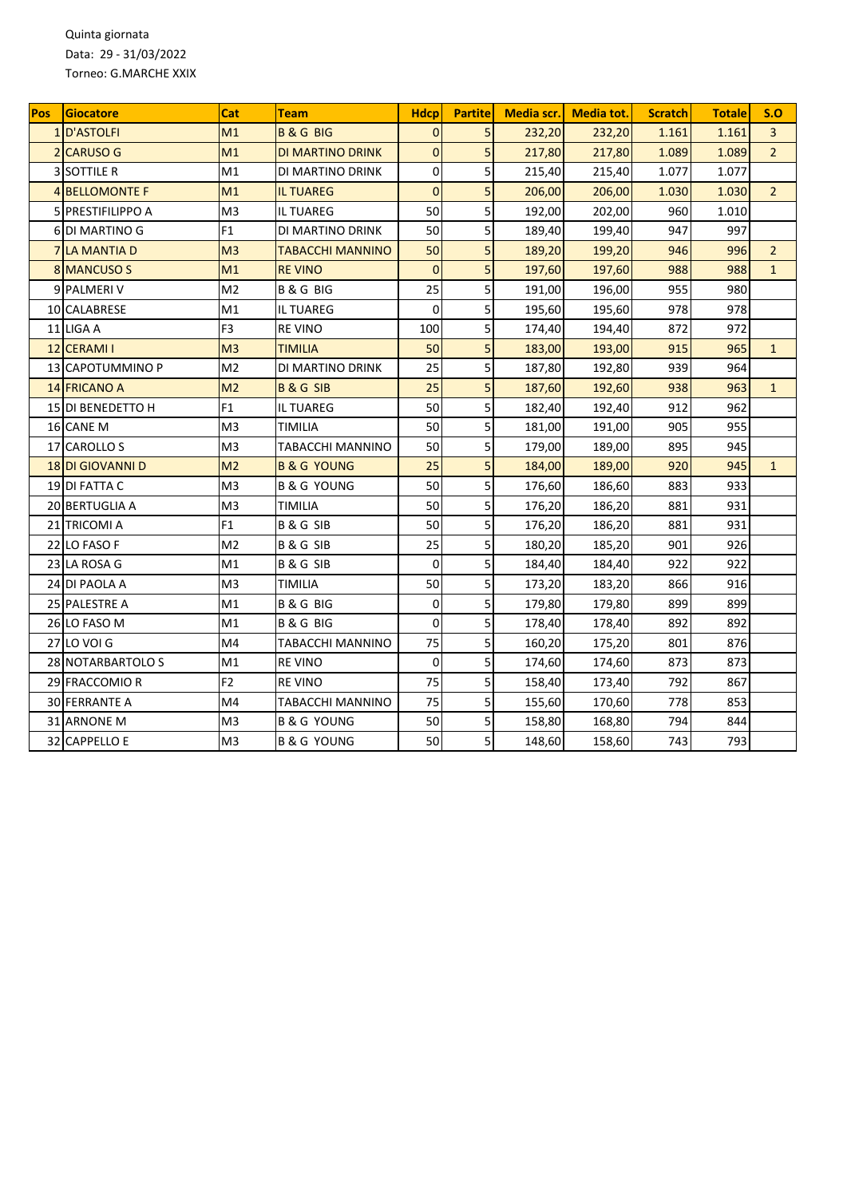Quinta giornata

Data: 29 - 31/03/2022

Torneo: G.MARCHE XXIX

| Pos | Giocatore | Cat | Team | Hdcp | Partite | Media scr. | Media tot. | Scratch | Totale | S.O |
|---|---|---|---|---|---|---|---|---|---|---|
| 1 | D'ASTOLFI | M1 | B & G BIG | 0 | 5 | 232,20 | 232,20 | 1.161 | 1.161 | 3 |
| 2 | CARUSO G | M1 | DI MARTINO DRINK | 0 | 5 | 217,80 | 217,80 | 1.089 | 1.089 | 2 |
| 3 | SOTTILE R | M1 | DI MARTINO DRINK | 0 | 5 | 215,40 | 215,40 | 1.077 | 1.077 | |
| 4 | BELLOMONTE F | M1 | IL TUAREG | 0 | 5 | 206,00 | 206,00 | 1.030 | 1.030 | 2 |
| 5 | PRESTIFILIPPO A | M3 | IL TUAREG | 50 | 5 | 192,00 | 202,00 | 960 | 1.010 | |
| 6 | DI MARTINO G | F1 | DI MARTINO DRINK | 50 | 5 | 189,40 | 199,40 | 947 | 997 | |
| 7 | LA MANTIA D | M3 | TABACCHI MANNINO | 50 | 5 | 189,20 | 199,20 | 946 | 996 | 2 |
| 8 | MANCUSO S | M1 | RE VINO | 0 | 5 | 197,60 | 197,60 | 988 | 988 | 1 |
| 9 | PALMERI V | M2 | B & G BIG | 25 | 5 | 191,00 | 196,00 | 955 | 980 | |
| 10 | CALABRESE | M1 | IL TUAREG | 0 | 5 | 195,60 | 195,60 | 978 | 978 | |
| 11 | LIGA A | F3 | RE VINO | 100 | 5 | 174,40 | 194,40 | 872 | 972 | |
| 12 | CERAMI I | M3 | TIMILIA | 50 | 5 | 183,00 | 193,00 | 915 | 965 | 1 |
| 13 | CAPOTUMMINO P | M2 | DI MARTINO DRINK | 25 | 5 | 187,80 | 192,80 | 939 | 964 | |
| 14 | FRICANO A | M2 | B & G SIB | 25 | 5 | 187,60 | 192,60 | 938 | 963 | 1 |
| 15 | DI BENEDETTO H | F1 | IL TUAREG | 50 | 5 | 182,40 | 192,40 | 912 | 962 | |
| 16 | CANE M | M3 | TIMILIA | 50 | 5 | 181,00 | 191,00 | 905 | 955 | |
| 17 | CAROLLO S | M3 | TABACCHI MANNINO | 50 | 5 | 179,00 | 189,00 | 895 | 945 | |
| 18 | DI GIOVANNI D | M2 | B & G YOUNG | 25 | 5 | 184,00 | 189,00 | 920 | 945 | 1 |
| 19 | DI FATTA C | M3 | B & G YOUNG | 50 | 5 | 176,60 | 186,60 | 883 | 933 | |
| 20 | BERTUGLIA A | M3 | TIMILIA | 50 | 5 | 176,20 | 186,20 | 881 | 931 | |
| 21 | TRICOMI A | F1 | B & G SIB | 50 | 5 | 176,20 | 186,20 | 881 | 931 | |
| 22 | LO FASO F | M2 | B & G SIB | 25 | 5 | 180,20 | 185,20 | 901 | 926 | |
| 23 | LA ROSA G | M1 | B & G SIB | 0 | 5 | 184,40 | 184,40 | 922 | 922 | |
| 24 | DI PAOLA A | M3 | TIMILIA | 50 | 5 | 173,20 | 183,20 | 866 | 916 | |
| 25 | PALESTRE A | M1 | B & G BIG | 0 | 5 | 179,80 | 179,80 | 899 | 899 | |
| 26 | LO FASO M | M1 | B & G BIG | 0 | 5 | 178,40 | 178,40 | 892 | 892 | |
| 27 | LO VOI G | M4 | TABACCHI MANNINO | 75 | 5 | 160,20 | 175,20 | 801 | 876 | |
| 28 | NOTARBARTOLO S | M1 | RE VINO | 0 | 5 | 174,60 | 174,60 | 873 | 873 | |
| 29 | FRACCOMIO R | F2 | RE VINO | 75 | 5 | 158,40 | 173,40 | 792 | 867 | |
| 30 | FERRANTE A | M4 | TABACCHI MANNINO | 75 | 5 | 155,60 | 170,60 | 778 | 853 | |
| 31 | ARNONE M | M3 | B & G YOUNG | 50 | 5 | 158,80 | 168,80 | 794 | 844 | |
| 32 | CAPPELLO E | M3 | B & G YOUNG | 50 | 5 | 148,60 | 158,60 | 743 | 793 | |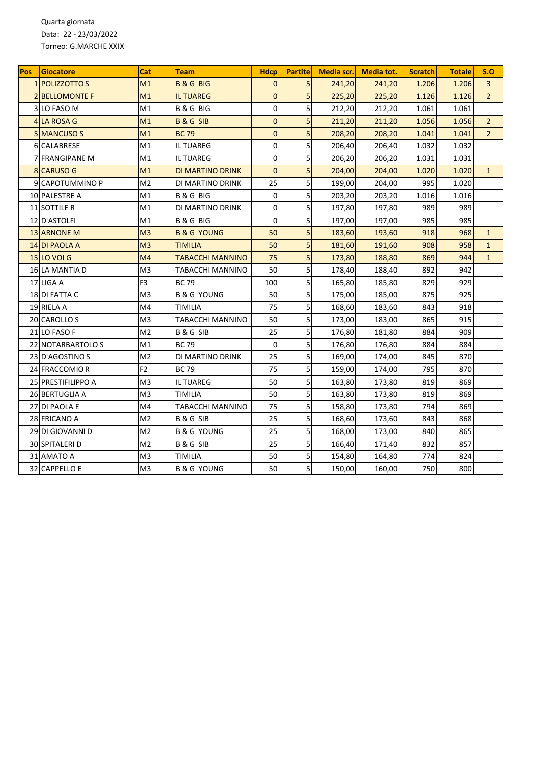Quarta giornata
Data: 22 - 23/03/2022
Torneo: G.MARCHE XXIX

| Pos | Giocatore | Cat | Team | Hdcp | Partite | Media scr. | Media tot. | Scratch | Totale | S.O |
|---|---|---|---|---|---|---|---|---|---|---|
| 1 | POLIZZOTTO S | M1 | B & G BIG | 0 | 5 | 241,20 | 241,20 | 1.206 | 1.206 | 3 |
| 2 | BELLOMONTE F | M1 | IL TUAREG | 0 | 5 | 225,20 | 225,20 | 1.126 | 1.126 | 2 |
| 3 | LO FASO M | M1 | B & G BIG | 0 | 5 | 212,20 | 212,20 | 1.061 | 1.061 | |
| 4 | LA ROSA G | M1 | B & G SIB | 0 | 5 | 211,20 | 211,20 | 1.056 | 1.056 | 2 |
| 5 | MANCUSO S | M1 | BC 79 | 0 | 5 | 208,20 | 208,20 | 1.041 | 1.041 | 2 |
| 6 | CALABRESE | M1 | IL TUAREG | 0 | 5 | 206,40 | 206,40 | 1.032 | 1.032 | |
| 7 | FRANGIPANE M | M1 | IL TUAREG | 0 | 5 | 206,20 | 206,20 | 1.031 | 1.031 | |
| 8 | CARUSO G | M1 | DI MARTINO DRINK | 0 | 5 | 204,00 | 204,00 | 1.020 | 1.020 | 1 |
| 9 | CAPOTUMMINO P | M2 | DI MARTINO DRINK | 25 | 5 | 199,00 | 204,00 | 995 | 1.020 | |
| 10 | PALESTRE A | M1 | B & G BIG | 0 | 5 | 203,20 | 203,20 | 1.016 | 1.016 | |
| 11 | SOTTILE R | M1 | DI MARTINO DRINK | 0 | 5 | 197,80 | 197,80 | 989 | 989 | |
| 12 | D'ASTOLFI | M1 | B & G BIG | 0 | 5 | 197,00 | 197,00 | 985 | 985 | |
| 13 | ARNONE M | M3 | B & G YOUNG | 50 | 5 | 183,60 | 193,60 | 918 | 968 | 1 |
| 14 | DI PAOLA A | M3 | TIMILIA | 50 | 5 | 181,60 | 191,60 | 908 | 958 | 1 |
| 15 | LO VOI G | M4 | TABACCHI MANNINO | 75 | 5 | 173,80 | 188,80 | 869 | 944 | 1 |
| 16 | LA MANTIA D | M3 | TABACCHI MANNINO | 50 | 5 | 178,40 | 188,40 | 892 | 942 | |
| 17 | LIGA A | F3 | BC 79 | 100 | 5 | 165,80 | 185,80 | 829 | 929 | |
| 18 | DI FATTA C | M3 | B & G YOUNG | 50 | 5 | 175,00 | 185,00 | 875 | 925 | |
| 19 | RIELA A | M4 | TIMILIA | 75 | 5 | 168,60 | 183,60 | 843 | 918 | |
| 20 | CAROLLO S | M3 | TABACCHI MANNINO | 50 | 5 | 173,00 | 183,00 | 865 | 915 | |
| 21 | LO FASO F | M2 | B & G SIB | 25 | 5 | 176,80 | 181,80 | 884 | 909 | |
| 22 | NOTARBARTOLO S | M1 | BC 79 | 0 | 5 | 176,80 | 176,80 | 884 | 884 | |
| 23 | D'AGOSTINO S | M2 | DI MARTINO DRINK | 25 | 5 | 169,00 | 174,00 | 845 | 870 | |
| 24 | FRACCOMIO R | F2 | BC 79 | 75 | 5 | 159,00 | 174,00 | 795 | 870 | |
| 25 | PRESTIFILIPPO A | M3 | IL TUAREG | 50 | 5 | 163,80 | 173,80 | 819 | 869 | |
| 26 | BERTUGLIA A | M3 | TIMILIA | 50 | 5 | 163,80 | 173,80 | 819 | 869 | |
| 27 | DI PAOLA E | M4 | TABACCHI MANNINO | 75 | 5 | 158,80 | 173,80 | 794 | 869 | |
| 28 | FRICANO A | M2 | B & G SIB | 25 | 5 | 168,60 | 173,60 | 843 | 868 | |
| 29 | DI GIOVANNI D | M2 | B & G YOUNG | 25 | 5 | 168,00 | 173,00 | 840 | 865 | |
| 30 | SPITALERI D | M2 | B & G SIB | 25 | 5 | 166,40 | 171,40 | 832 | 857 | |
| 31 | AMATO A | M3 | TIMILIA | 50 | 5 | 154,80 | 164,80 | 774 | 824 | |
| 32 | CAPPELLO E | M3 | B & G YOUNG | 50 | 5 | 150,00 | 160,00 | 750 | 800 | |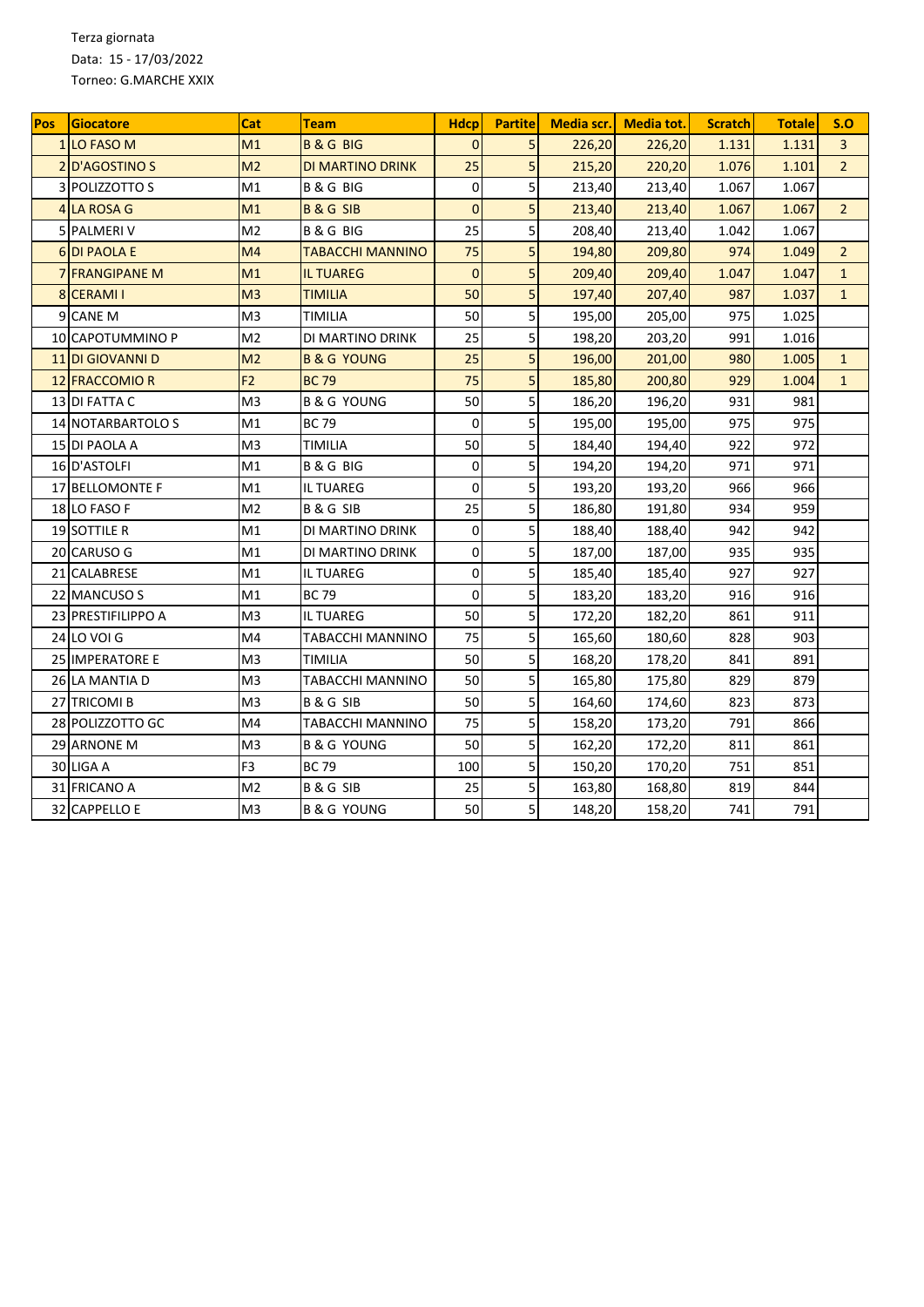Terza giornata

Data: 15 - 17/03/2022

Torneo: G.MARCHE XXIX

| Pos | Giocatore | Cat | Team | Hdcp | Partite | Media scr. | Media tot. | Scratch | Totale | S.O |
|---|---|---|---|---|---|---|---|---|---|---|
| 1 | LO FASO M | M1 | B & G BIG | 0 | 5 | 226,20 | 226,20 | 1.131 | 1.131 | 3 |
| 2 | D'AGOSTINO S | M2 | DI MARTINO DRINK | 25 | 5 | 215,20 | 220,20 | 1.076 | 1.101 | 2 |
| 3 | POLIZZOTTO S | M1 | B & G BIG | 0 | 5 | 213,40 | 213,40 | 1.067 | 1.067 | |
| 4 | LA ROSA G | M1 | B & G SIB | 0 | 5 | 213,40 | 213,40 | 1.067 | 1.067 | 2 |
| 5 | PALMERI V | M2 | B & G BIG | 25 | 5 | 208,40 | 213,40 | 1.042 | 1.067 | |
| 6 | DI PAOLA E | M4 | TABACCHI MANNINO | 75 | 5 | 194,80 | 209,80 | 974 | 1.049 | 2 |
| 7 | FRANGIPANE M | M1 | IL TUAREG | 0 | 5 | 209,40 | 209,40 | 1.047 | 1.047 | 1 |
| 8 | CERAMI I | M3 | TIMILIA | 50 | 5 | 197,40 | 207,40 | 987 | 1.037 | 1 |
| 9 | CANE M | M3 | TIMILIA | 50 | 5 | 195,00 | 205,00 | 975 | 1.025 | |
| 10 | CAPOTUMMINO P | M2 | DI MARTINO DRINK | 25 | 5 | 198,20 | 203,20 | 991 | 1.016 | |
| 11 | DI GIOVANNI D | M2 | B & G YOUNG | 25 | 5 | 196,00 | 201,00 | 980 | 1.005 | 1 |
| 12 | FRACCOMIO R | F2 | BC 79 | 75 | 5 | 185,80 | 200,80 | 929 | 1.004 | 1 |
| 13 | DI FATTA C | M3 | B & G YOUNG | 50 | 5 | 186,20 | 196,20 | 931 | 981 | |
| 14 | NOTARBARTOLO S | M1 | BC 79 | 0 | 5 | 195,00 | 195,00 | 975 | 975 | |
| 15 | DI PAOLA A | M3 | TIMILIA | 50 | 5 | 184,40 | 194,40 | 922 | 972 | |
| 16 | D'ASTOLFI | M1 | B & G BIG | 0 | 5 | 194,20 | 194,20 | 971 | 971 | |
| 17 | BELLOMONTE F | M1 | IL TUAREG | 0 | 5 | 193,20 | 193,20 | 966 | 966 | |
| 18 | LO FASO F | M2 | B & G SIB | 25 | 5 | 186,80 | 191,80 | 934 | 959 | |
| 19 | SOTTILE R | M1 | DI MARTINO DRINK | 0 | 5 | 188,40 | 188,40 | 942 | 942 | |
| 20 | CARUSO G | M1 | DI MARTINO DRINK | 0 | 5 | 187,00 | 187,00 | 935 | 935 | |
| 21 | CALABRESE | M1 | IL TUAREG | 0 | 5 | 185,40 | 185,40 | 927 | 927 | |
| 22 | MANCUSO S | M1 | BC 79 | 0 | 5 | 183,20 | 183,20 | 916 | 916 | |
| 23 | PRESTIFILIPPO A | M3 | IL TUAREG | 50 | 5 | 172,20 | 182,20 | 861 | 911 | |
| 24 | LO VOI G | M4 | TABACCHI MANNINO | 75 | 5 | 165,60 | 180,60 | 828 | 903 | |
| 25 | IMPERATORE E | M3 | TIMILIA | 50 | 5 | 168,20 | 178,20 | 841 | 891 | |
| 26 | LA MANTIA D | M3 | TABACCHI MANNINO | 50 | 5 | 165,80 | 175,80 | 829 | 879 | |
| 27 | TRICOMI B | M3 | B & G SIB | 50 | 5 | 164,60 | 174,60 | 823 | 873 | |
| 28 | POLIZZOTTO GC | M4 | TABACCHI MANNINO | 75 | 5 | 158,20 | 173,20 | 791 | 866 | |
| 29 | ARNONE M | M3 | B & G YOUNG | 50 | 5 | 162,20 | 172,20 | 811 | 861 | |
| 30 | LIGA A | F3 | BC 79 | 100 | 5 | 150,20 | 170,20 | 751 | 851 | |
| 31 | FRICANO A | M2 | B & G SIB | 25 | 5 | 163,80 | 168,80 | 819 | 844 | |
| 32 | CAPPELLO E | M3 | B & G YOUNG | 50 | 5 | 148,20 | 158,20 | 741 | 791 | |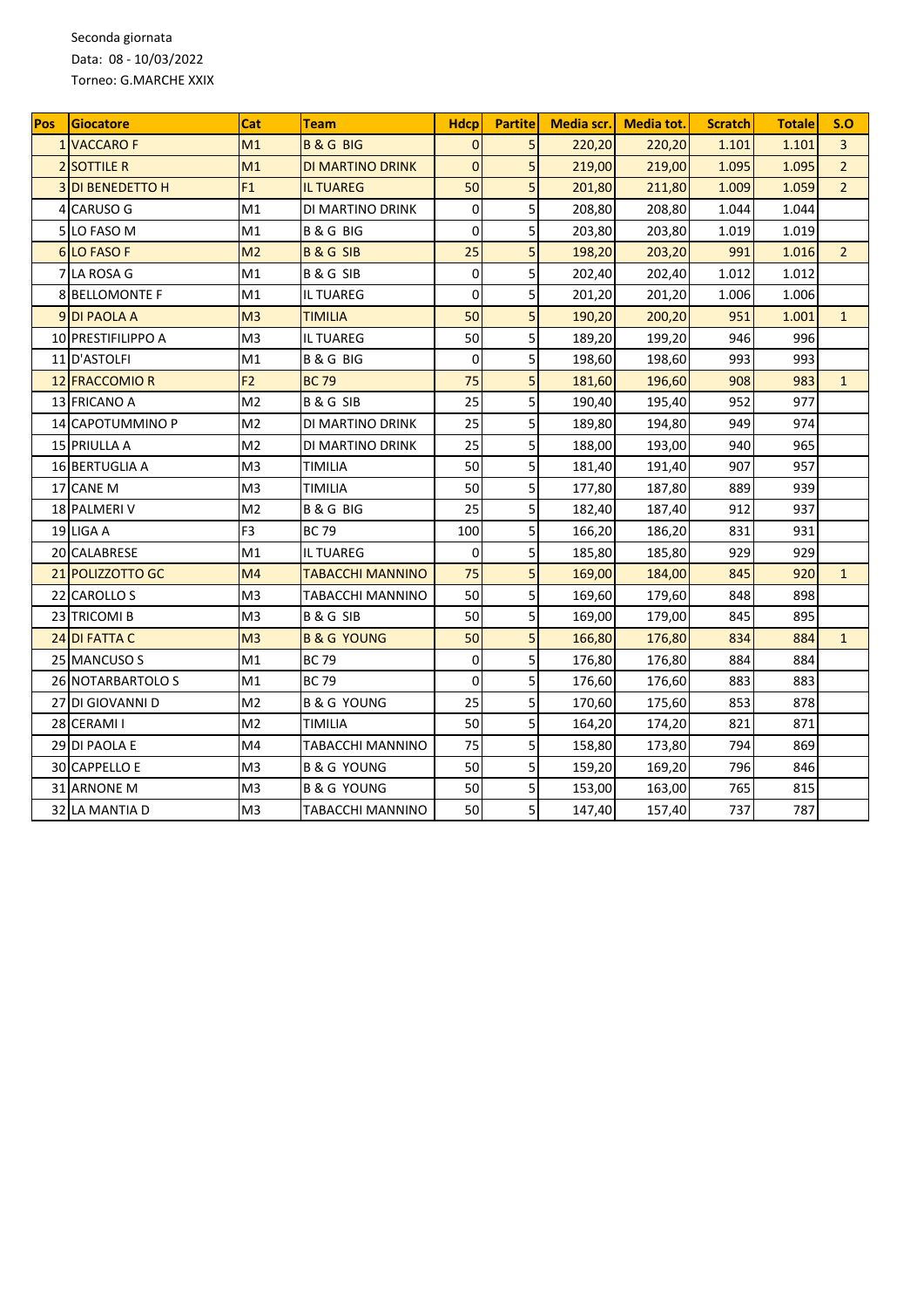Seconda giornata
Data: 08 - 10/03/2022
Torneo: G.MARCHE XXIX

| Pos | Giocatore | Cat | Team | Hdcp | Partite | Media scr. | Media tot. | Scratch | Totale | S.O |
|---|---|---|---|---|---|---|---|---|---|---|
| 1 | VACCARO F | M1 | B & G BIG | 0 | 5 | 220,20 | 220,20 | 1.101 | 1.101 | 3 |
| 2 | SOTTILE R | M1 | DI MARTINO DRINK | 0 | 5 | 219,00 | 219,00 | 1.095 | 1.095 | 2 |
| 3 | DI BENEDETTO H | F1 | IL TUAREG | 50 | 5 | 201,80 | 211,80 | 1.009 | 1.059 | 2 |
| 4 | CARUSO G | M1 | DI MARTINO DRINK | 0 | 5 | 208,80 | 208,80 | 1.044 | 1.044 | |
| 5 | LO FASO M | M1 | B & G BIG | 0 | 5 | 203,80 | 203,80 | 1.019 | 1.019 | |
| 6 | LO FASO F | M2 | B & G SIB | 25 | 5 | 198,20 | 203,20 | 991 | 1.016 | 2 |
| 7 | LA ROSA G | M1 | B & G SIB | 0 | 5 | 202,40 | 202,40 | 1.012 | 1.012 | |
| 8 | BELLOMONTE F | M1 | IL TUAREG | 0 | 5 | 201,20 | 201,20 | 1.006 | 1.006 | |
| 9 | DI PAOLA A | M3 | TIMILIA | 50 | 5 | 190,20 | 200,20 | 951 | 1.001 | 1 |
| 10 | PRESTIFILIPPO A | M3 | IL TUAREG | 50 | 5 | 189,20 | 199,20 | 946 | 996 | |
| 11 | D'ASTOLFI | M1 | B & G BIG | 0 | 5 | 198,60 | 198,60 | 993 | 993 | |
| 12 | FRACCOMIO R | F2 | BC 79 | 75 | 5 | 181,60 | 196,60 | 908 | 983 | 1 |
| 13 | FRICANO A | M2 | B & G SIB | 25 | 5 | 190,40 | 195,40 | 952 | 977 | |
| 14 | CAPOTUMMINO P | M2 | DI MARTINO DRINK | 25 | 5 | 189,80 | 194,80 | 949 | 974 | |
| 15 | PRIULLA A | M2 | DI MARTINO DRINK | 25 | 5 | 188,00 | 193,00 | 940 | 965 | |
| 16 | BERTUGLIA A | M3 | TIMILIA | 50 | 5 | 181,40 | 191,40 | 907 | 957 | |
| 17 | CANE M | M3 | TIMILIA | 50 | 5 | 177,80 | 187,80 | 889 | 939 | |
| 18 | PALMERI V | M2 | B & G BIG | 25 | 5 | 182,40 | 187,40 | 912 | 937 | |
| 19 | LIGA A | F3 | BC 79 | 100 | 5 | 166,20 | 186,20 | 831 | 931 | |
| 20 | CALABRESE | M1 | IL TUAREG | 0 | 5 | 185,80 | 185,80 | 929 | 929 | |
| 21 | POLIZZOTTO GC | M4 | TABACCHI MANNINO | 75 | 5 | 169,00 | 184,00 | 845 | 920 | 1 |
| 22 | CAROLLO S | M3 | TABACCHI MANNINO | 50 | 5 | 169,60 | 179,60 | 848 | 898 | |
| 23 | TRICOMI B | M3 | B & G SIB | 50 | 5 | 169,00 | 179,00 | 845 | 895 | |
| 24 | DI FATTA C | M3 | B & G YOUNG | 50 | 5 | 166,80 | 176,80 | 834 | 884 | 1 |
| 25 | MANCUSO S | M1 | BC 79 | 0 | 5 | 176,80 | 176,80 | 884 | 884 | |
| 26 | NOTARBARTOLO S | M1 | BC 79 | 0 | 5 | 176,60 | 176,60 | 883 | 883 | |
| 27 | DI GIOVANNI D | M2 | B & G YOUNG | 25 | 5 | 170,60 | 175,60 | 853 | 878 | |
| 28 | CERAMI I | M2 | TIMILIA | 50 | 5 | 164,20 | 174,20 | 821 | 871 | |
| 29 | DI PAOLA E | M4 | TABACCHI MANNINO | 75 | 5 | 158,80 | 173,80 | 794 | 869 | |
| 30 | CAPPELLO E | M3 | B & G YOUNG | 50 | 5 | 159,20 | 169,20 | 796 | 846 | |
| 31 | ARNONE M | M3 | B & G YOUNG | 50 | 5 | 153,00 | 163,00 | 765 | 815 | |
| 32 | LA MANTIA D | M3 | TABACCHI MANNINO | 50 | 5 | 147,40 | 157,40 | 737 | 787 | |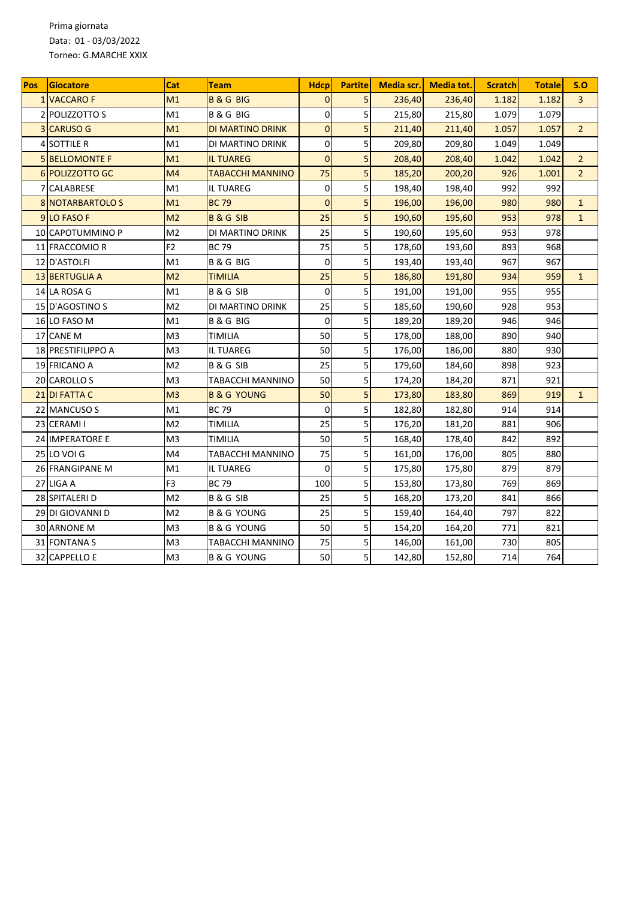Prima giornata

Data: 01 - 03/03/2022

Torneo: G.MARCHE XXIX

| Pos | Giocatore | Cat | Team | Hdcp | Partite | Media scr. | Media tot. | Scratch | Totale | S.O |
|---|---|---|---|---|---|---|---|---|---|---|
| 1 | VACCARO F | M1 | B & G BIG | 0 | 5 | 236,40 | 236,40 | 1.182 | 1.182 | 3 |
| 2 | POLIZZOTTO S | M1 | B & G BIG | 0 | 5 | 215,80 | 215,80 | 1.079 | 1.079 | |
| 3 | CARUSO G | M1 | DI MARTINO DRINK | 0 | 5 | 211,40 | 211,40 | 1.057 | 1.057 | 2 |
| 4 | SOTTILE R | M1 | DI MARTINO DRINK | 0 | 5 | 209,80 | 209,80 | 1.049 | 1.049 | |
| 5 | BELLOMONTE F | M1 | IL TUAREG | 0 | 5 | 208,40 | 208,40 | 1.042 | 1.042 | 2 |
| 6 | POLIZZOTTO GC | M4 | TABACCHI MANNINO | 75 | 5 | 185,20 | 200,20 | 926 | 1.001 | 2 |
| 7 | CALABRESE | M1 | IL TUAREG | 0 | 5 | 198,40 | 198,40 | 992 | 992 | |
| 8 | NOTARBARTOLO S | M1 | BC 79 | 0 | 5 | 196,00 | 196,00 | 980 | 980 | 1 |
| 9 | LO FASO F | M2 | B & G SIB | 25 | 5 | 190,60 | 195,60 | 953 | 978 | 1 |
| 10 | CAPOTUMMINO P | M2 | DI MARTINO DRINK | 25 | 5 | 190,60 | 195,60 | 953 | 978 | |
| 11 | FRACCOMIO R | F2 | BC 79 | 75 | 5 | 178,60 | 193,60 | 893 | 968 | |
| 12 | D'ASTOLFI | M1 | B & G BIG | 0 | 5 | 193,40 | 193,40 | 967 | 967 | |
| 13 | BERTUGLIA A | M2 | TIMILIA | 25 | 5 | 186,80 | 191,80 | 934 | 959 | 1 |
| 14 | LA ROSA G | M1 | B & G SIB | 0 | 5 | 191,00 | 191,00 | 955 | 955 | |
| 15 | D'AGOSTINO S | M2 | DI MARTINO DRINK | 25 | 5 | 185,60 | 190,60 | 928 | 953 | |
| 16 | LO FASO M | M1 | B & G BIG | 0 | 5 | 189,20 | 189,20 | 946 | 946 | |
| 17 | CANE M | M3 | TIMILIA | 50 | 5 | 178,00 | 188,00 | 890 | 940 | |
| 18 | PRESTIFILIPPO A | M3 | IL TUAREG | 50 | 5 | 176,00 | 186,00 | 880 | 930 | |
| 19 | FRICANO A | M2 | B & G SIB | 25 | 5 | 179,60 | 184,60 | 898 | 923 | |
| 20 | CAROLLO S | M3 | TABACCHI MANNINO | 50 | 5 | 174,20 | 184,20 | 871 | 921 | |
| 21 | DI FATTA C | M3 | B & G YOUNG | 50 | 5 | 173,80 | 183,80 | 869 | 919 | 1 |
| 22 | MANCUSO S | M1 | BC 79 | 0 | 5 | 182,80 | 182,80 | 914 | 914 | |
| 23 | CERAMI I | M2 | TIMILIA | 25 | 5 | 176,20 | 181,20 | 881 | 906 | |
| 24 | IMPERATORE E | M3 | TIMILIA | 50 | 5 | 168,40 | 178,40 | 842 | 892 | |
| 25 | LO VOI G | M4 | TABACCHI MANNINO | 75 | 5 | 161,00 | 176,00 | 805 | 880 | |
| 26 | FRANGIPANE M | M1 | IL TUAREG | 0 | 5 | 175,80 | 175,80 | 879 | 879 | |
| 27 | LIGA A | F3 | BC 79 | 100 | 5 | 153,80 | 173,80 | 769 | 869 | |
| 28 | SPITALERI D | M2 | B & G SIB | 25 | 5 | 168,20 | 173,20 | 841 | 866 | |
| 29 | DI GIOVANNI D | M2 | B & G YOUNG | 25 | 5 | 159,40 | 164,40 | 797 | 822 | |
| 30 | ARNONE M | M3 | B & G YOUNG | 50 | 5 | 154,20 | 164,20 | 771 | 821 | |
| 31 | FONTANA S | M3 | TABACCHI MANNINO | 75 | 5 | 146,00 | 161,00 | 730 | 805 | |
| 32 | CAPPELLO E | M3 | B & G YOUNG | 50 | 5 | 142,80 | 152,80 | 714 | 764 | |